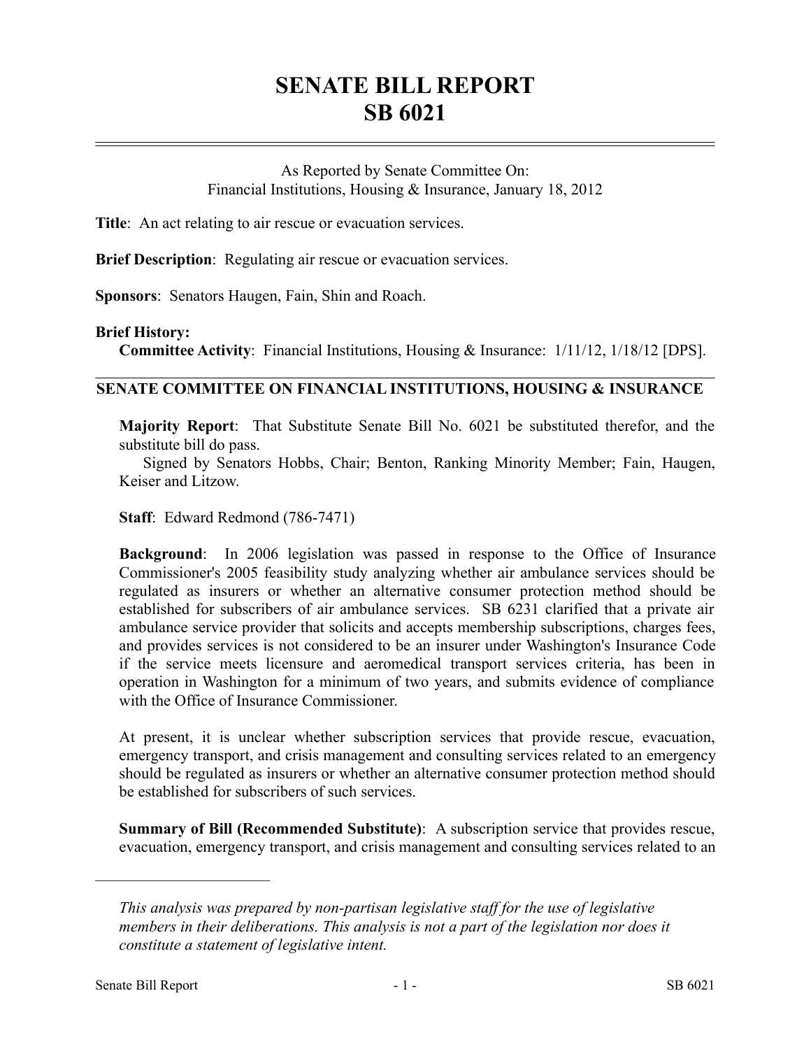# SENATE BILL REPORT
# SB 6021

As Reported by Senate Committee On:
Financial Institutions, Housing & Insurance, January 18, 2012

**Title**: An act relating to air rescue or evacuation services.

**Brief Description**: Regulating air rescue or evacuation services.

**Sponsors**: Senators Haugen, Fain, Shin and Roach.

**Brief History:**

**Committee Activity**: Financial Institutions, Housing & Insurance: 1/11/12, 1/18/12 [DPS].

## SENATE COMMITTEE ON FINANCIAL INSTITUTIONS, HOUSING & INSURANCE

**Majority Report**: That Substitute Senate Bill No. 6021 be substituted therefor, and the substitute bill do pass.

Signed by Senators Hobbs, Chair; Benton, Ranking Minority Member; Fain, Haugen, Keiser and Litzow.

**Staff**: Edward Redmond (786-7471)

**Background**: In 2006 legislation was passed in response to the Office of Insurance Commissioner's 2005 feasibility study analyzing whether air ambulance services should be regulated as insurers or whether an alternative consumer protection method should be established for subscribers of air ambulance services. SB 6231 clarified that a private air ambulance service provider that solicits and accepts membership subscriptions, charges fees, and provides services is not considered to be an insurer under Washington's Insurance Code if the service meets licensure and aeromedical transport services criteria, has been in operation in Washington for a minimum of two years, and submits evidence of compliance with the Office of Insurance Commissioner.

At present, it is unclear whether subscription services that provide rescue, evacuation, emergency transport, and crisis management and consulting services related to an emergency should be regulated as insurers or whether an alternative consumer protection method should be established for subscribers of such services.

**Summary of Bill (Recommended Substitute)**: A subscription service that provides rescue, evacuation, emergency transport, and crisis management and consulting services related to an

---

*This analysis was prepared by non-partisan legislative staff for the use of legislative members in their deliberations. This analysis is not a part of the legislation nor does it constitute a statement of legislative intent.*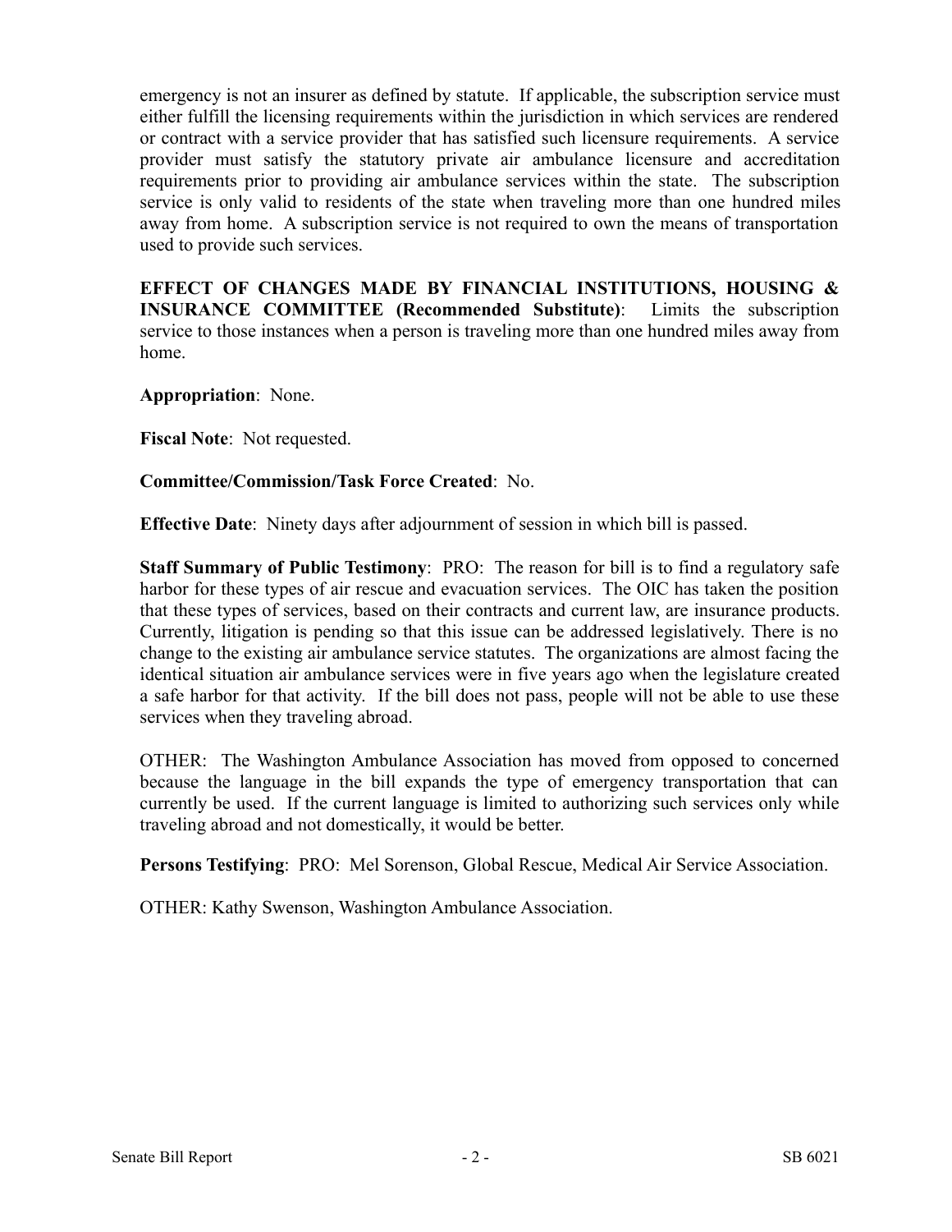emergency is not an insurer as defined by statute. If applicable, the subscription service must either fulfill the licensing requirements within the jurisdiction in which services are rendered or contract with a service provider that has satisfied such licensure requirements. A service provider must satisfy the statutory private air ambulance licensure and accreditation requirements prior to providing air ambulance services within the state. The subscription service is only valid to residents of the state when traveling more than one hundred miles away from home. A subscription service is not required to own the means of transportation used to provide such services.

**EFFECT OF CHANGES MADE BY FINANCIAL INSTITUTIONS, HOUSING & INSURANCE COMMITTEE (Recommended Substitute)**: Limits the subscription service to those instances when a person is traveling more than one hundred miles away from home.

**Appropriation**: None.

**Fiscal Note**: Not requested.

**Committee/Commission/Task Force Created**: No.

**Effective Date**: Ninety days after adjournment of session in which bill is passed.

**Staff Summary of Public Testimony**: PRO: The reason for bill is to find a regulatory safe harbor for these types of air rescue and evacuation services. The OIC has taken the position that these types of services, based on their contracts and current law, are insurance products. Currently, litigation is pending so that this issue can be addressed legislatively. There is no change to the existing air ambulance service statutes. The organizations are almost facing the identical situation air ambulance services were in five years ago when the legislature created a safe harbor for that activity. If the bill does not pass, people will not be able to use these services when they traveling abroad.

OTHER: The Washington Ambulance Association has moved from opposed to concerned because the language in the bill expands the type of emergency transportation that can currently be used. If the current language is limited to authorizing such services only while traveling abroad and not domestically, it would be better.

**Persons Testifying**: PRO: Mel Sorenson, Global Rescue, Medical Air Service Association.

OTHER: Kathy Swenson, Washington Ambulance Association.